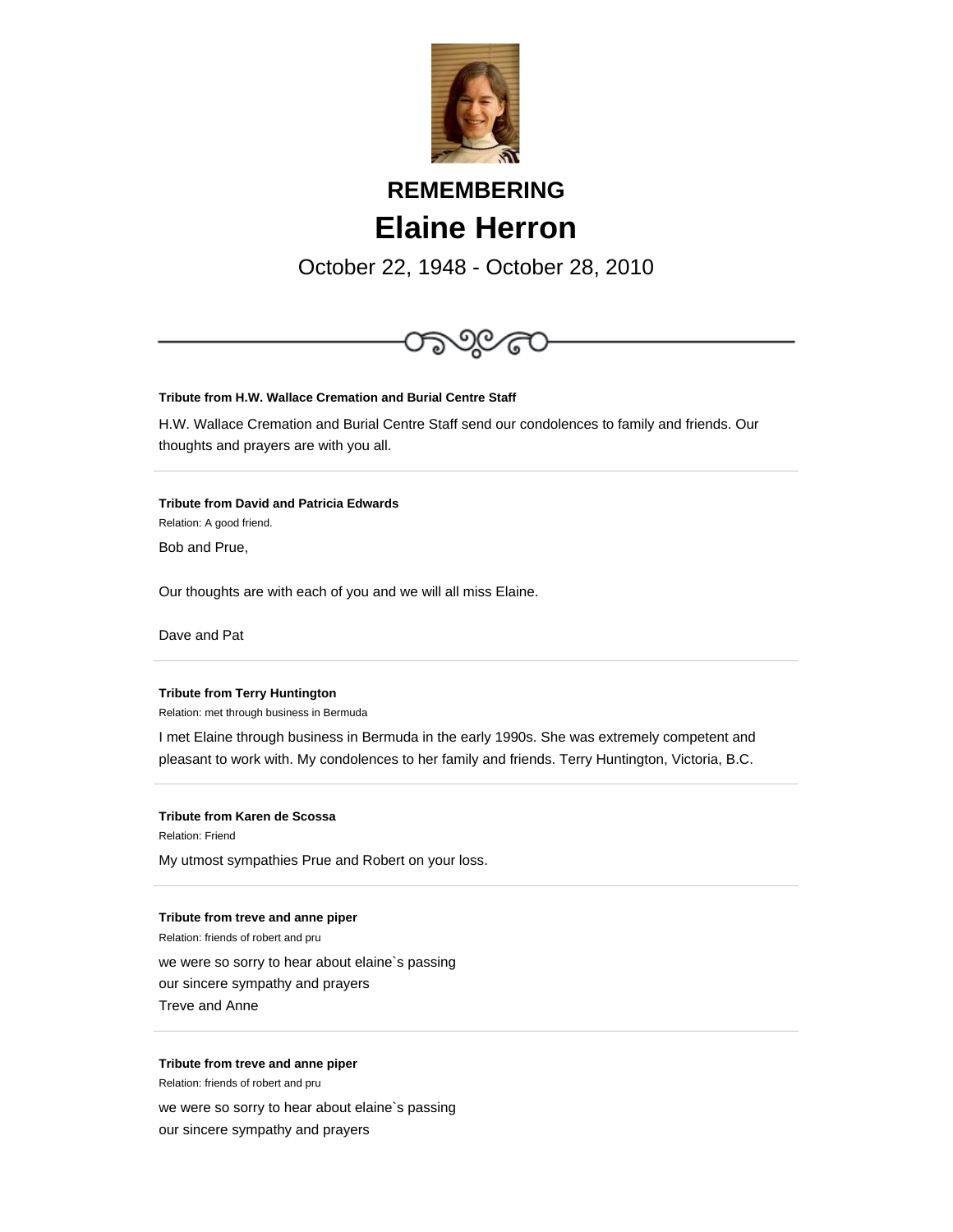# REMEMBERING

# Elaine Herron

October 22, 1948 - October 28, 2010

---

**Tribute from H.W. Wallace Cremation and Burial Centre Staff**

H.W. Wallace Cremation and Burial Centre Staff send our condolences to family and friends. Our thoughts and prayers are with you all.

---

**Tribute from David and Patricia Edwards**

Relation: A good friend.

Bob and Prue,

Our thoughts are with each of you and we will all miss Elaine.

Dave and Pat

---

**Tribute from Terry Huntington**

Relation: met through business in Bermuda

I met Elaine through business in Bermuda in the early 1990s. She was extremely competent and pleasant to work with. My condolences to her family and friends. Terry Huntington, Victoria, B.C.

---

**Tribute from Karen de Scossa**

Relation: Friend

My utmost sympathies Prue and Robert on your loss.

---

**Tribute from treve and anne piper**

Relation: friends of robert and pru

we were so sorry to hear about elaine`s passing
our sincere sympathy and prayers
Treve and Anne

---

**Tribute from treve and anne piper**

Relation: friends of robert and pru

we were so sorry to hear about elaine`s passing
our sincere sympathy and prayers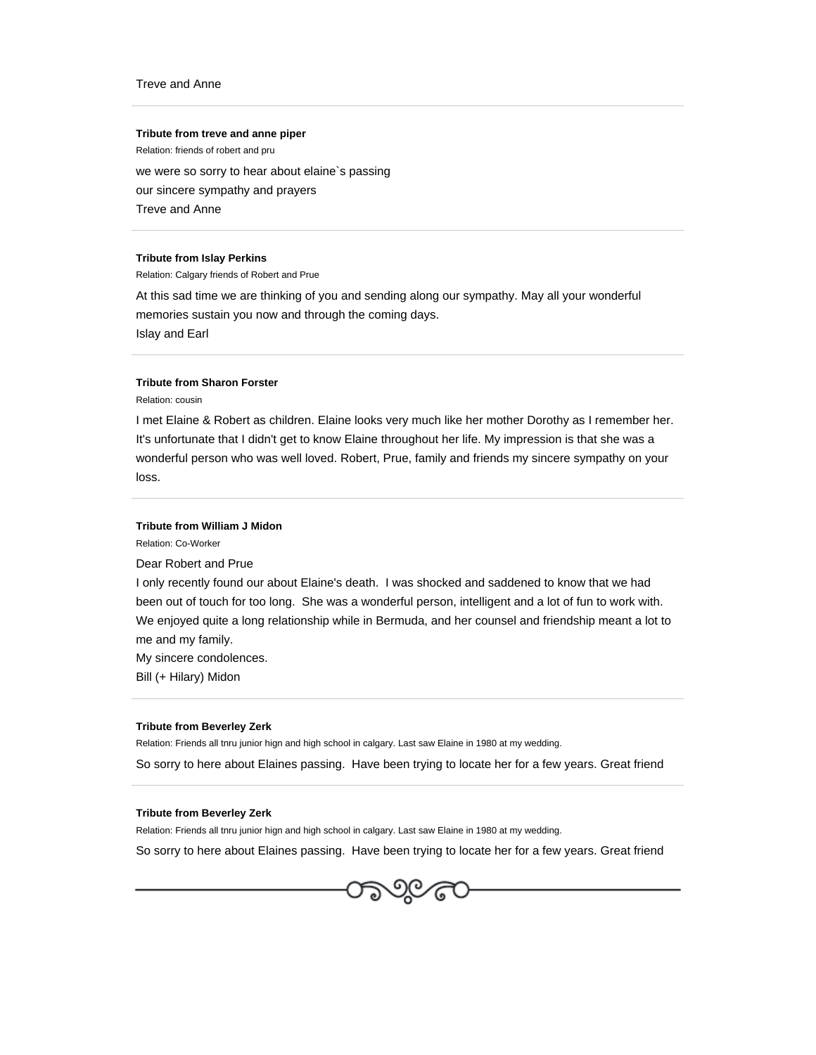Treve and Anne

---

**Tribute from treve and anne piper**

Relation: friends of robert and pru

we were so sorry to hear about elaine`s passing
our sincere sympathy and prayers
Treve and Anne

---

**Tribute from Islay Perkins**

Relation: Calgary friends of Robert and Prue

At this sad time we are thinking of you and sending along our sympathy. May all your wonderful memories sustain you now and through the coming days.
Islay and Earl

---

**Tribute from Sharon Forster**

Relation: cousin

I met Elaine & Robert as children. Elaine looks very much like her mother Dorothy as I remember her. It's unfortunate that I didn't get to know Elaine throughout her life. My impression is that she was a wonderful person who was well loved. Robert, Prue, family and friends my sincere sympathy on your loss.

---

**Tribute from William J Midon**

Relation: Co-Worker

Dear Robert and Prue
I only recently found our about Elaine's death. I was shocked and saddened to know that we had been out of touch for too long. She was a wonderful person, intelligent and a lot of fun to work with. We enjoyed quite a long relationship while in Bermuda, and her counsel and friendship meant a lot to me and my family.
My sincere condolences.
Bill (+ Hilary) Midon

---

**Tribute from Beverley Zerk**

Relation: Friends all tnru junior hign and high school in calgary. Last saw Elaine in 1980 at my wedding.

So sorry to here about Elaines passing. Have been trying to locate her for a few years. Great friend

---

**Tribute from Beverley Zerk**

Relation: Friends all tnru junior hign and high school in calgary. Last saw Elaine in 1980 at my wedding.

So sorry to here about Elaines passing. Have been trying to locate her for a few years. Great friend